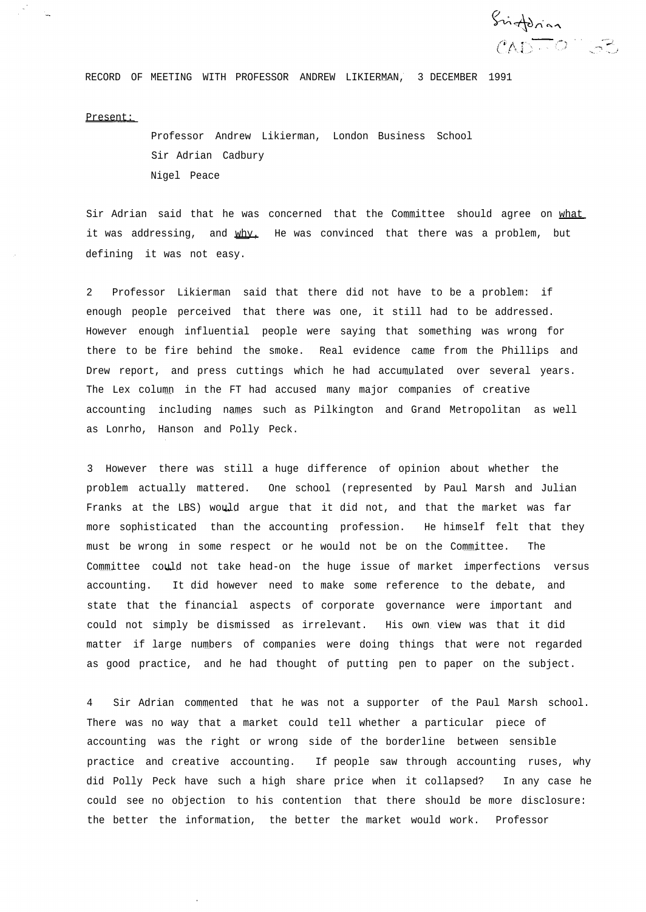Sir Adrian
CAD-0 53

RECORD OF MEETING WITH PROFESSOR ANDREW LIKIERMAN, 3 DECEMBER 1991

Present:

Professor Andrew Likierman, London Business School
Sir Adrian Cadbury
Nigel Peace

Sir Adrian said that he was concerned that the Committee should agree on what it was addressing, and why. He was convinced that there was a problem, but defining it was not easy.

2 Professor Likierman said that there did not have to be a problem: if enough people perceived that there was one, it still had to be addressed. However enough influential people were saying that something was wrong for there to be fire behind the smoke. Real evidence came from the Phillips and Drew report, and press cuttings which he had accumulated over several years. The Lex column in the FT had accused many major companies of creative accounting including names such as Pilkington and Grand Metropolitan as well as Lonrho, Hanson and Polly Peck.

3 However there was still a huge difference of opinion about whether the problem actually mattered. One school (represented by Paul Marsh and Julian Franks at the LBS) would argue that it did not, and that the market was far more sophisticated than the accounting profession. He himself felt that they must be wrong in some respect or he would not be on the Committee. The Committee could not take head-on the huge issue of market imperfections versus accounting. It did however need to make some reference to the debate, and state that the financial aspects of corporate governance were important and could not simply be dismissed as irrelevant. His own view was that it did matter if large numbers of companies were doing things that were not regarded as good practice, and he had thought of putting pen to paper on the subject.

4 Sir Adrian commented that he was not a supporter of the Paul Marsh school. There was no way that a market could tell whether a particular piece of accounting was the right or wrong side of the borderline between sensible practice and creative accounting. If people saw through accounting ruses, why did Polly Peck have such a high share price when it collapsed? In any case he could see no objection to his contention that there should be more disclosure: the better the information, the better the market would work. Professor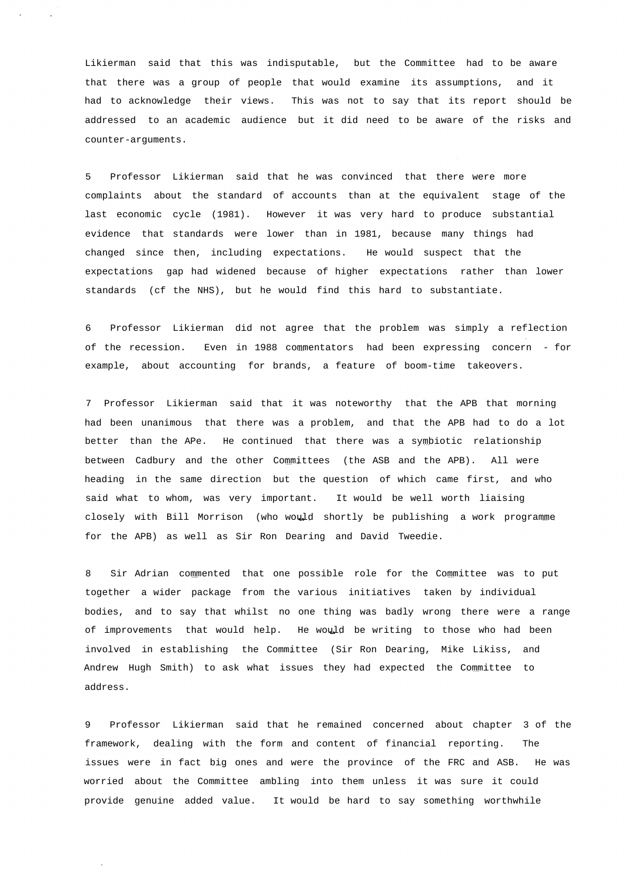Likierman said that this was indisputable, but the Committee had to be aware that there was a group of people that would examine its assumptions, and it had to acknowledge their views. This was not to say that its report should be addressed to an academic audience but it did need to be aware of the risks and counter-arguments.

5 Professor Likierman said that he was convinced that there were more complaints about the standard of accounts than at the equivalent stage of the last economic cycle (1981). However it was very hard to produce substantial evidence that standards were lower than in 1981, because many things had changed since then, including expectations. He would suspect that the expectations gap had widened because of higher expectations rather than lower standards (cf the NHS), but he would find this hard to substantiate.

6 Professor Likierman did not agree that the problem was simply a reflection of the recession. Even in 1988 commentators had been expressing concern - for example, about accounting for brands, a feature of boom-time takeovers.

7 Professor Likierman said that it was noteworthy that the APB that morning had been unanimous that there was a problem, and that the APB had to do a lot better than the APe. He continued that there was a symbiotic relationship between Cadbury and the other Committees (the ASB and the APB). All were heading in the same direction but the question of which came first, and who said what to whom, was very important. It would be well worth liaising closely with Bill Morrison (who would shortly be publishing a work programme for the APB) as well as Sir Ron Dearing and David Tweedie.

8 Sir Adrian commented that one possible role for the Committee was to put together a wider package from the various initiatives taken by individual bodies, and to say that whilst no one thing was badly wrong there were a range of improvements that would help. He would be writing to those who had been involved in establishing the Committee (Sir Ron Dearing, Mike Likiss, and Andrew Hugh Smith) to ask what issues they had expected the Committee to address.

9 Professor Likierman said that he remained concerned about chapter 3 of the framework, dealing with the form and content of financial reporting. The issues were in fact big ones and were the province of the FRC and ASB. He was worried about the Committee ambling into them unless it was sure it could provide genuine added value. It would be hard to say something worthwhile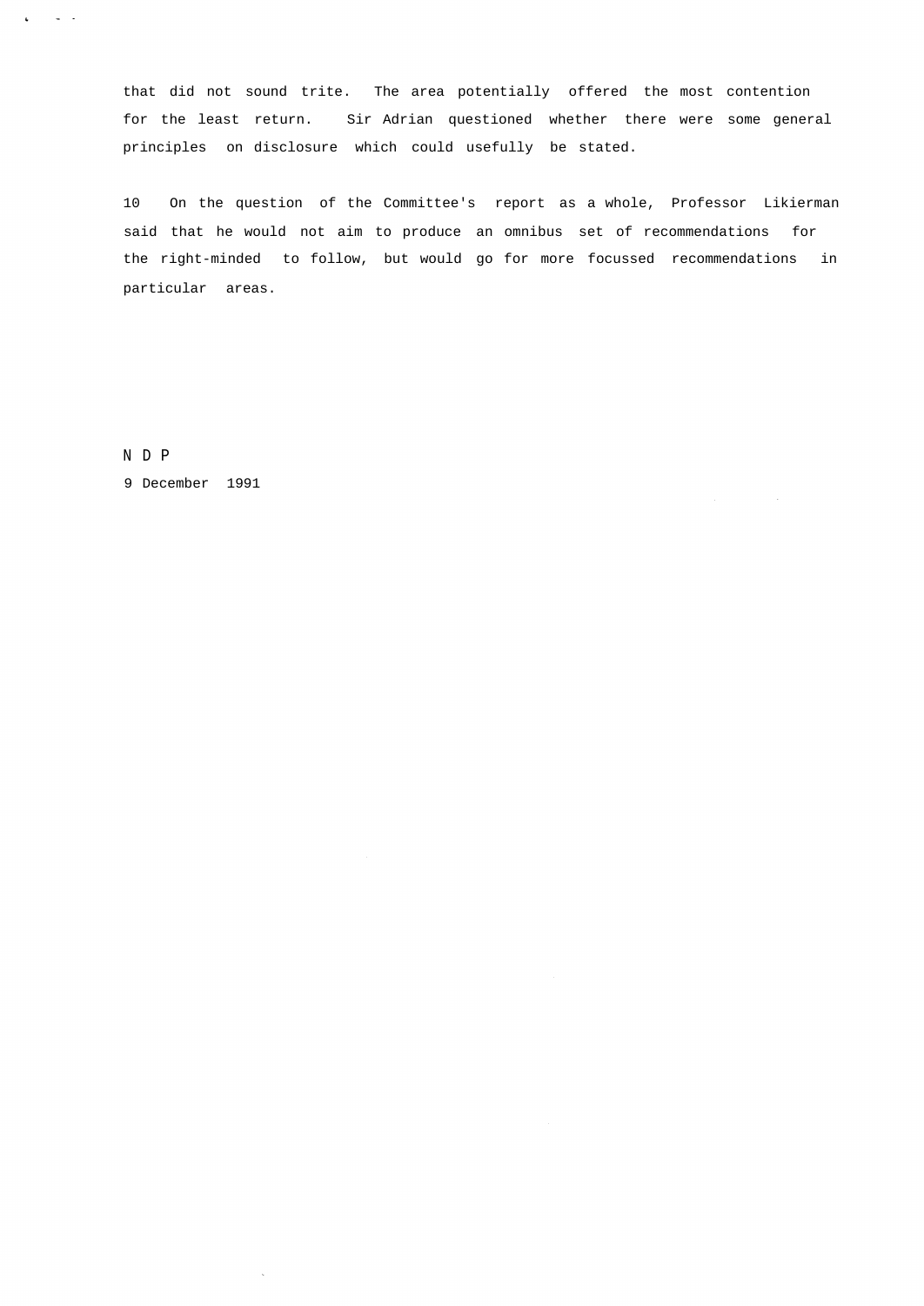that did not sound trite. The area potentially offered the most contention for the least return. Sir Adrian questioned whether there were some general principles on disclosure which could usefully be stated.

10 On the question of the Committee's report as a whole, Professor Likierman said that he would not aim to produce an omnibus set of recommendations for the right-minded to follow, but would go for more focussed recommendations in particular areas.

N D P

9 December 1991